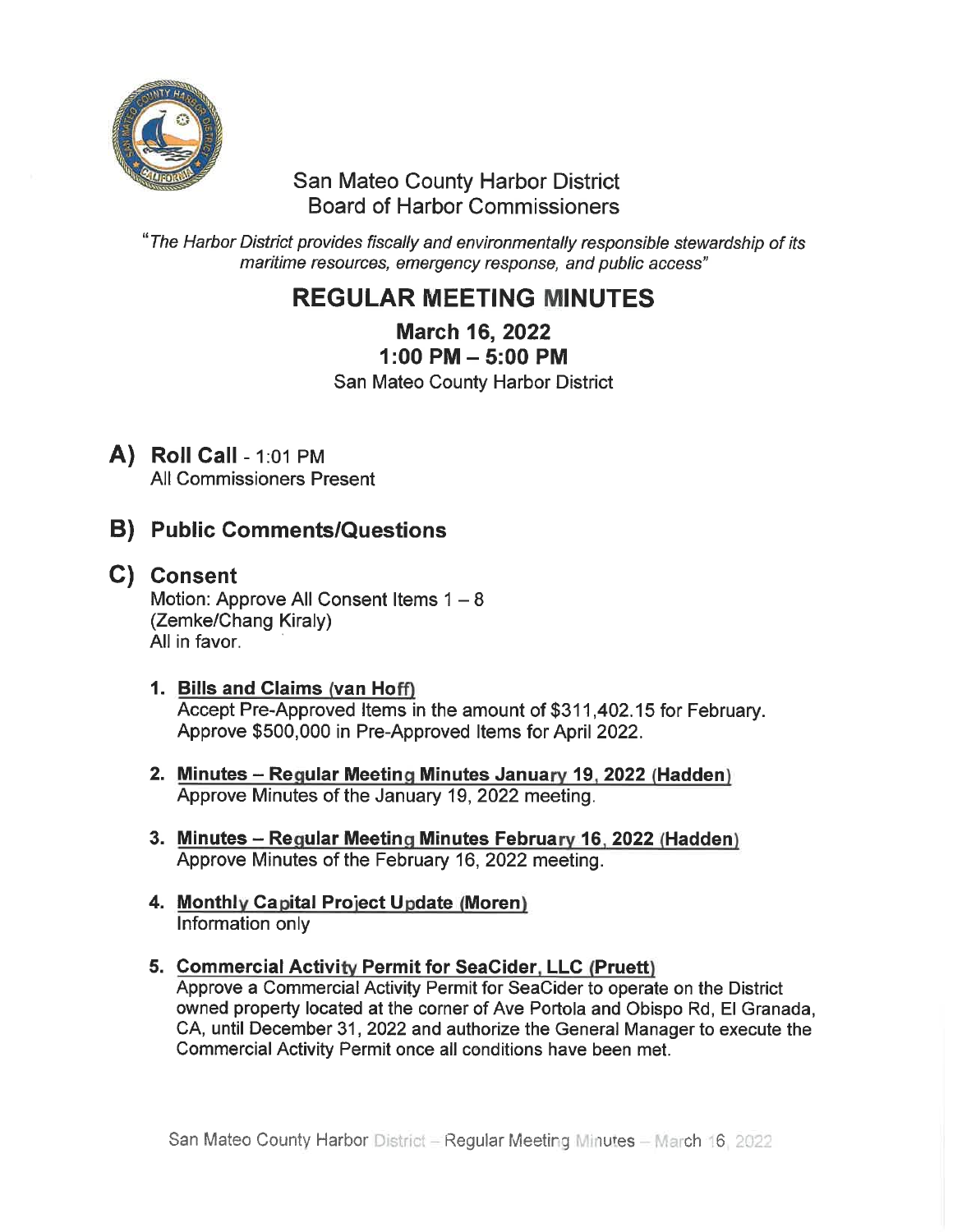San Mateo County Harbor District
Board of Harbor Commissioners

*"The Harbor District provides fiscally and environmentally responsible stewardship of its maritime resources, emergency response, and public access"*

# REGULAR MEETING MINUTES

## March 16, 2022
## 1:00 PM – 5:00 PM

San Mateo County Harbor District

## A) Roll Call - 1:01 PM

All Commissioners Present

## B) Public Comments/Questions

## C) Consent

Motion: Approve All Consent Items 1 – 8
(Zemke/Chang Kiraly)
All in favor.

1. **Bills and Claims (van Hoff)**
   Accept Pre-Approved Items in the amount of $311,402.15 for February. Approve $500,000 in Pre-Approved Items for April 2022.

2. **Minutes – Regular Meeting Minutes January 19, 2022 (Hadden)**
   Approve Minutes of the January 19, 2022 meeting.

3. **Minutes – Regular Meeting Minutes February 16, 2022 (Hadden)**
   Approve Minutes of the February 16, 2022 meeting.

4. **Monthly Capital Project Update (Moren)**
   Information only

5. **Commercial Activity Permit for SeaCider, LLC (Pruett)**
   Approve a Commercial Activity Permit for SeaCider to operate on the District owned property located at the corner of Ave Portola and Obispo Rd, El Granada, CA, until December 31, 2022 and authorize the General Manager to execute the Commercial Activity Permit once all conditions have been met.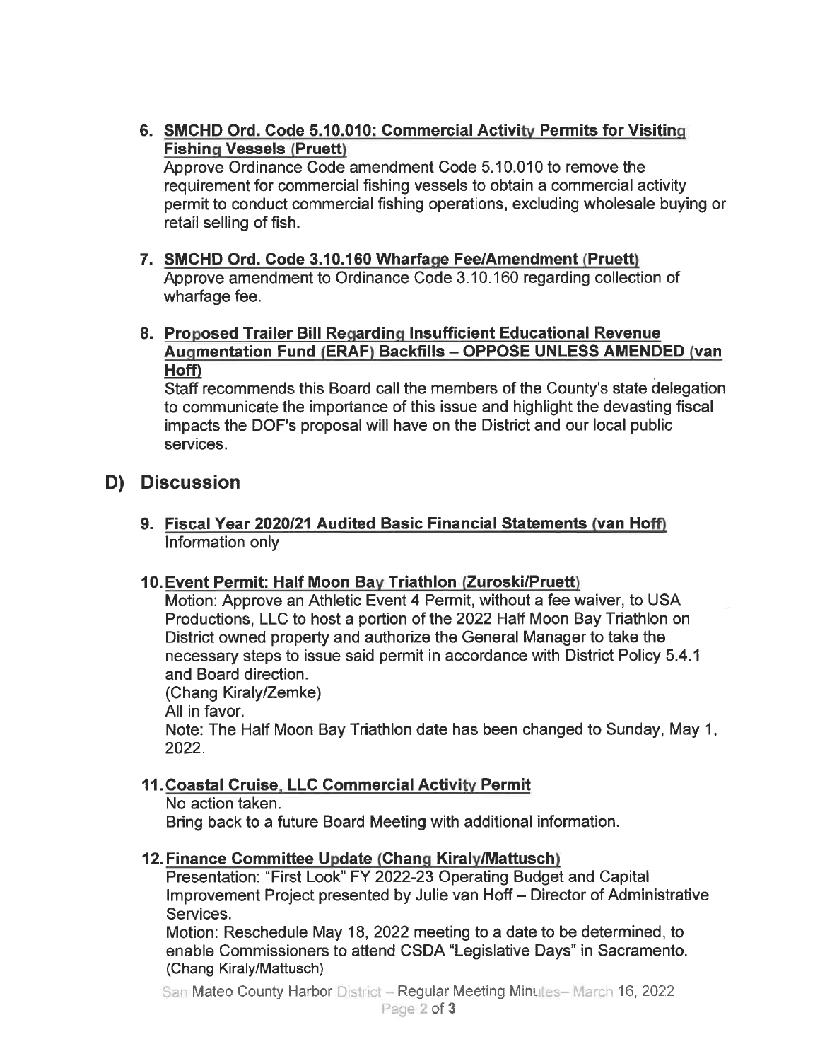6. **SMCHD Ord. Code 5.10.010: Commercial Activity Permits for Visiting Fishing Vessels (Pruett)**
   Approve Ordinance Code amendment Code 5.10.010 to remove the requirement for commercial fishing vessels to obtain a commercial activity permit to conduct commercial fishing operations, excluding wholesale buying or retail selling of fish.

7. **SMCHD Ord. Code 3.10.160 Wharfage Fee/Amendment (Pruett)**
   Approve amendment to Ordinance Code 3.10.160 regarding collection of wharfage fee.

8. **Proposed Trailer Bill Regarding Insufficient Educational Revenue Augmentation Fund (ERAF) Backfills – OPPOSE UNLESS AMENDED (van Hoff)**
   Staff recommends this Board call the members of the County's state delegation to communicate the importance of this issue and highlight the devasting fiscal impacts the DOF's proposal will have on the District and our local public services.

## D) Discussion

9. **Fiscal Year 2020/21 Audited Basic Financial Statements (van Hoff)**
   Information only

10. **Event Permit: Half Moon Bay Triathlon (Zuroski/Pruett)**
    Motion: Approve an Athletic Event 4 Permit, without a fee waiver, to USA Productions, LLC to host a portion of the 2022 Half Moon Bay Triathlon on District owned property and authorize the General Manager to take the necessary steps to issue said permit in accordance with District Policy 5.4.1 and Board direction.
    (Chang Kiraly/Zemke)
    All in favor.
    Note: The Half Moon Bay Triathlon date has been changed to Sunday, May 1, 2022.

11. **Coastal Cruise, LLC Commercial Activity Permit**
    No action taken.
    Bring back to a future Board Meeting with additional information.

12. **Finance Committee Update (Chang Kiraly/Mattusch)**
    Presentation: "First Look" FY 2022-23 Operating Budget and Capital Improvement Project presented by Julie van Hoff – Director of Administrative Services.
    Motion: Reschedule May 18, 2022 meeting to a date to be determined, to enable Commissioners to attend CSDA "Legislative Days" in Sacramento.
    (Chang Kiraly/Mattusch)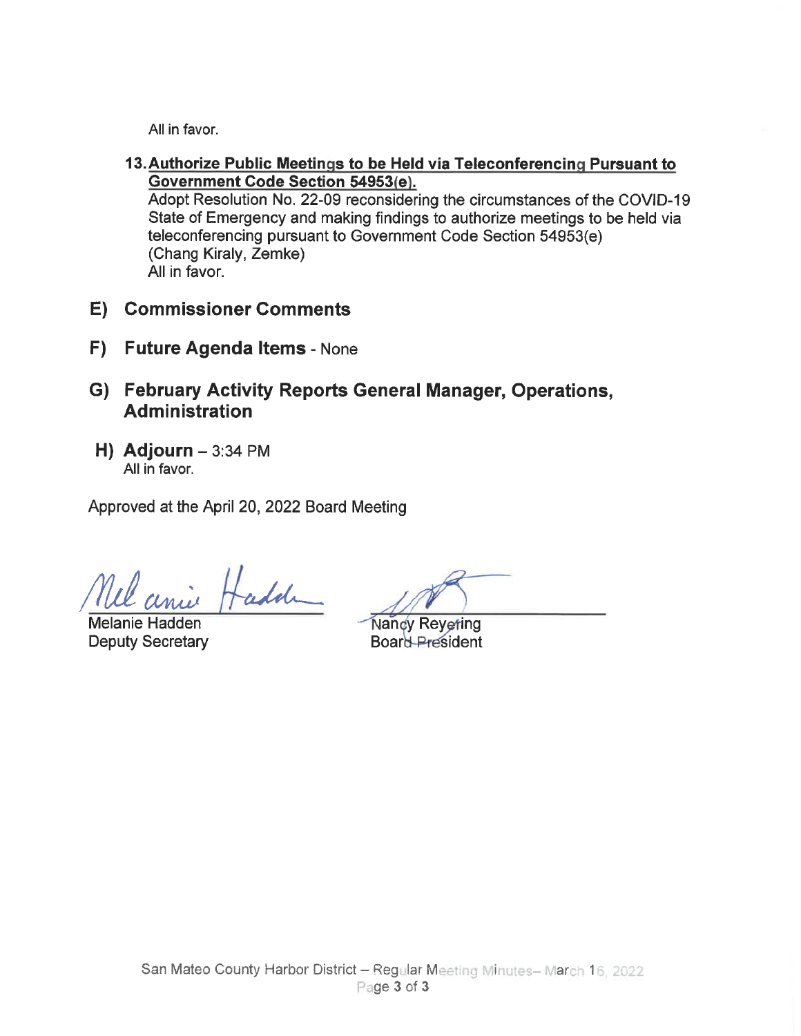All in favor.

13. **Authorize Public Meetings to be Held via Teleconferencing Pursuant to Government Code Section 54953(e).**
    Adopt Resolution No. 22-09 reconsidering the circumstances of the COVID-19 State of Emergency and making findings to authorize meetings to be held via teleconferencing pursuant to Government Code Section 54953(e)
    (Chang Kiraly, Zemke)
    All in favor.

## E) Commissioner Comments

## F) Future Agenda Items - None

## G) February Activity Reports General Manager, Operations, Administration

## H) Adjourn – 3:34 PM

All in favor.

Approved at the April 20, 2022 Board Meeting

Melanie Hadden
Deputy Secretary

Nancy Reyering
Board President